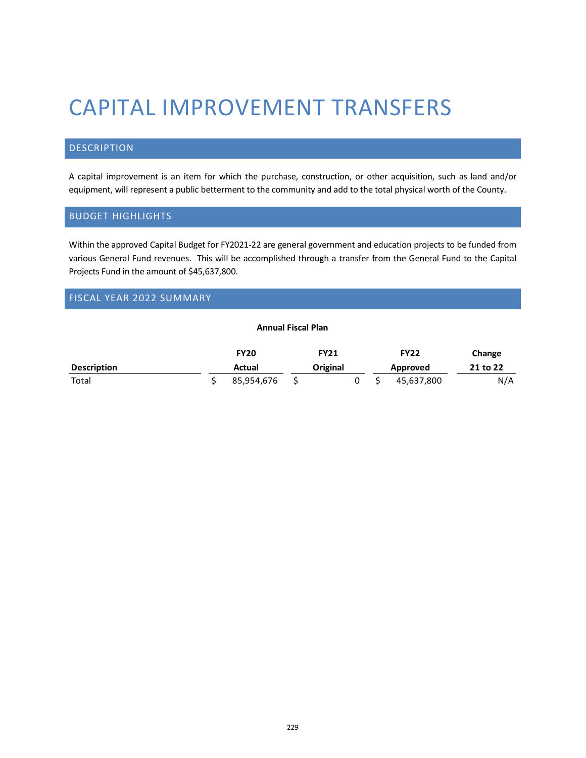# CAPITAL IMPROVEMENT TRANSFERS

## DESCRIPTION

A capital improvement is an item for which the purchase, construction, or other acquisition, such as land and/or equipment, will represent a public betterment to the community and add to the total physical worth of the County.

## BUDGET HIGHLIGHTS

Within the approved Capital Budget for FY2021-22 are general government and education projects to be funded from various General Fund revenues. This will be accomplished through a transfer from the General Fund to the Capital Projects Fund in the amount of $45,637,800.

## FISCAL YEAR 2022 SUMMARY

**Annual Fiscal Plan**

| Description | FY20 Actual | FY21 Original | FY22 Approved | Change 21 to 22 |
|---|---|---|---|---|
| Total | $ 85,954,676 | $ 0 | $ 45,637,800 | N/A |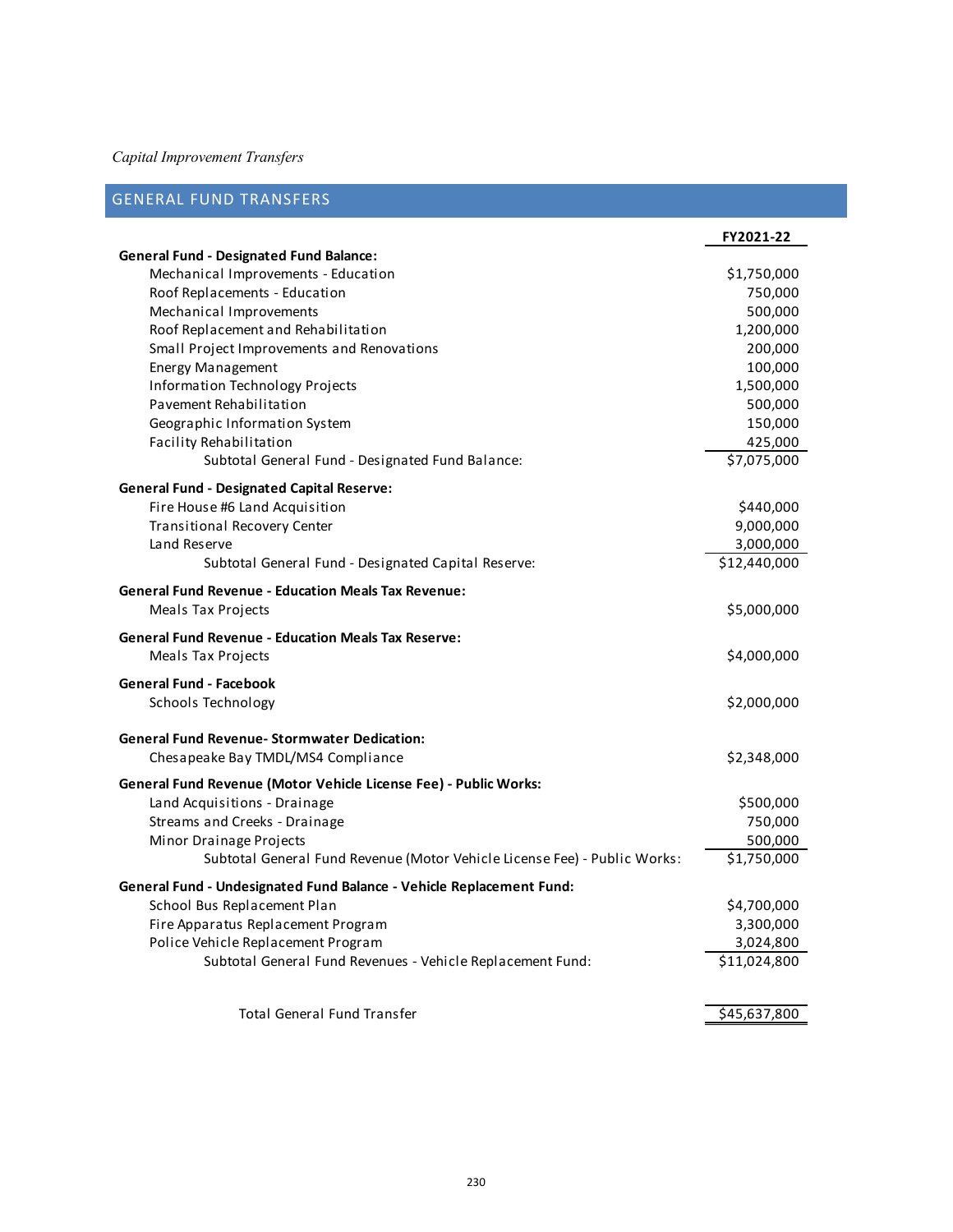*Capital Improvement Transfers*

## GENERAL FUND TRANSFERS

| | FY2021-22 |
|---|---|
| **General Fund - Designated Fund Balance:** | |
| Mechanical Improvements - Education | $1,750,000 |
| Roof Replacements - Education | 750,000 |
| Mechanical Improvements | 500,000 |
| Roof Replacement and Rehabilitation | 1,200,000 |
| Small Project Improvements and Renovations | 200,000 |
| Energy Management | 100,000 |
| Information Technology Projects | 1,500,000 |
| Pavement Rehabilitation | 500,000 |
| Geographic Information System | 150,000 |
| Facility Rehabilitation | 425,000 |
| Subtotal General Fund - Designated Fund Balance: | $7,075,000 |
| **General Fund - Designated Capital Reserve:** | |
| Fire House #6 Land Acquisition | $440,000 |
| Transitional Recovery Center | 9,000,000 |
| Land Reserve | 3,000,000 |
| Subtotal General Fund - Designated Capital Reserve: | $12,440,000 |
| **General Fund Revenue - Education Meals Tax Revenue:** | |
| Meals Tax Projects | $5,000,000 |
| **General Fund Revenue - Education Meals Tax Reserve:** | |
| Meals Tax Projects | $4,000,000 |
| **General Fund - Facebook** | |
| Schools Technology | $2,000,000 |
| **General Fund Revenue- Stormwater Dedication:** | |
| Chesapeake Bay TMDL/MS4 Compliance | $2,348,000 |
| **General Fund Revenue (Motor Vehicle License Fee) - Public Works:** | |
| Land Acquisitions - Drainage | $500,000 |
| Streams and Creeks - Drainage | 750,000 |
| Minor Drainage Projects | 500,000 |
| Subtotal General Fund Revenue (Motor Vehicle License Fee) - Public Works: | $1,750,000 |
| **General Fund - Undesignated Fund Balance - Vehicle Replacement Fund:** | |
| School Bus Replacement Plan | $4,700,000 |
| Fire Apparatus Replacement Program | 3,300,000 |
| Police Vehicle Replacement Program | 3,024,800 |
| Subtotal General Fund Revenues - Vehicle Replacement Fund: | $11,024,800 |
| Total General Fund Transfer | $45,637,800 |